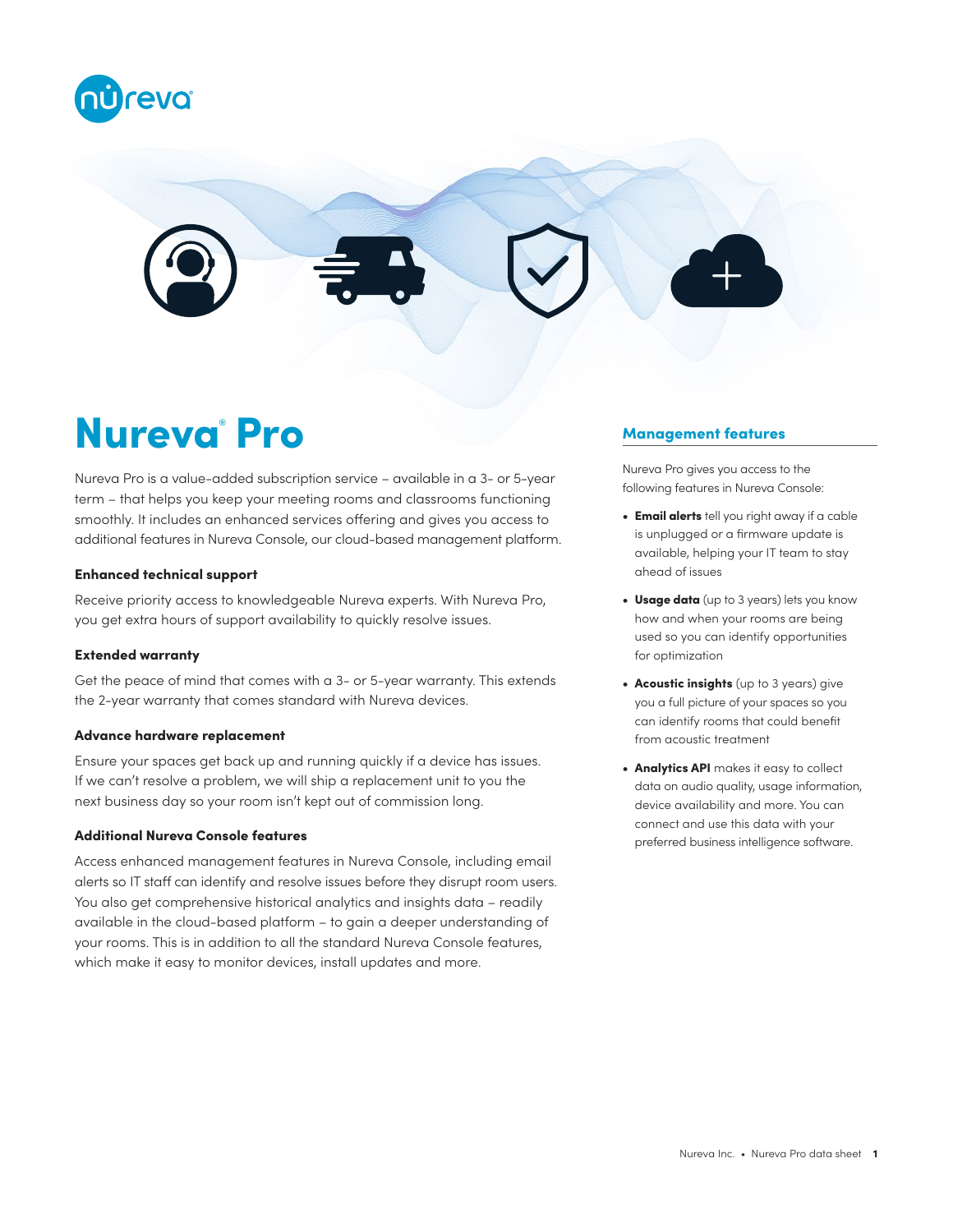# Nureva® Pro

Nureva Pro is a value-added subscription service – available in a 3- or 5-year term – that helps you keep your meeting rooms and classrooms functioning smoothly. It includes an enhanced services offering and gives you access to additional features in Nureva Console, our cloud-based management platform.

### Enhanced technical support

Receive priority access to knowledgeable Nureva experts. With Nureva Pro, you get extra hours of support availability to quickly resolve issues.

### Extended warranty

Get the peace of mind that comes with a 3- or 5-year warranty. This extends the 2-year warranty that comes standard with Nureva devices.

### Advance hardware replacement

Ensure your spaces get back up and running quickly if a device has issues. If we can't resolve a problem, we will ship a replacement unit to you the next business day so your room isn't kept out of commission long.

### Additional Nureva Console features

Access enhanced management features in Nureva Console, including email alerts so IT staff can identify and resolve issues before they disrupt room users. You also get comprehensive historical analytics and insights data – readily available in the cloud-based platform – to gain a deeper understanding of your rooms. This is in addition to all the standard Nureva Console features, which make it easy to monitor devices, install updates and more.

## Management features

Nureva Pro gives you access to the following features in Nureva Console:

- **Email alerts** tell you right away if a cable is unplugged or a firmware update is available, helping your IT team to stay ahead of issues
- **Usage data** (up to 3 years) lets you know how and when your rooms are being used so you can identify opportunities for optimization
- **Acoustic insights** (up to 3 years) give you a full picture of your spaces so you can identify rooms that could benefit from acoustic treatment
- **Analytics API** makes it easy to collect data on audio quality, usage information, device availability and more. You can connect and use this data with your preferred business intelligence software.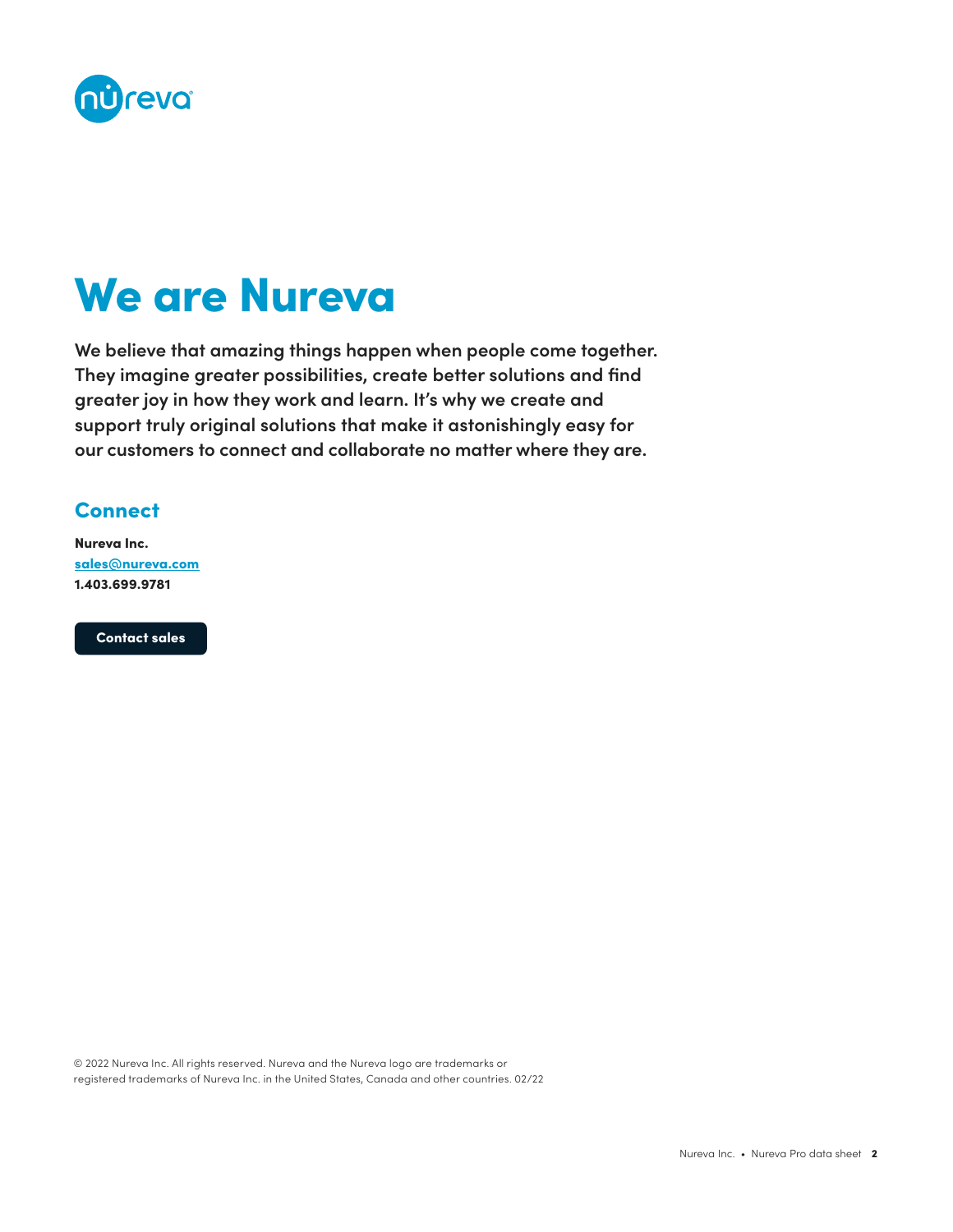# We are Nureva

**We believe that amazing things happen when people come together. They imagine greater possibilities, create better solutions and find greater joy in how they work and learn. It's why we create and support truly original solutions that make it astonishingly easy for our customers to connect and collaborate no matter where they are.**

## Connect

**Nureva Inc.**
**sales@nureva.com**
**1.403.699.9781**

**Contact sales**

© 2022 Nureva Inc. All rights reserved. Nureva and the Nureva logo are trademarks or registered trademarks of Nureva Inc. in the United States, Canada and other countries. 02/22